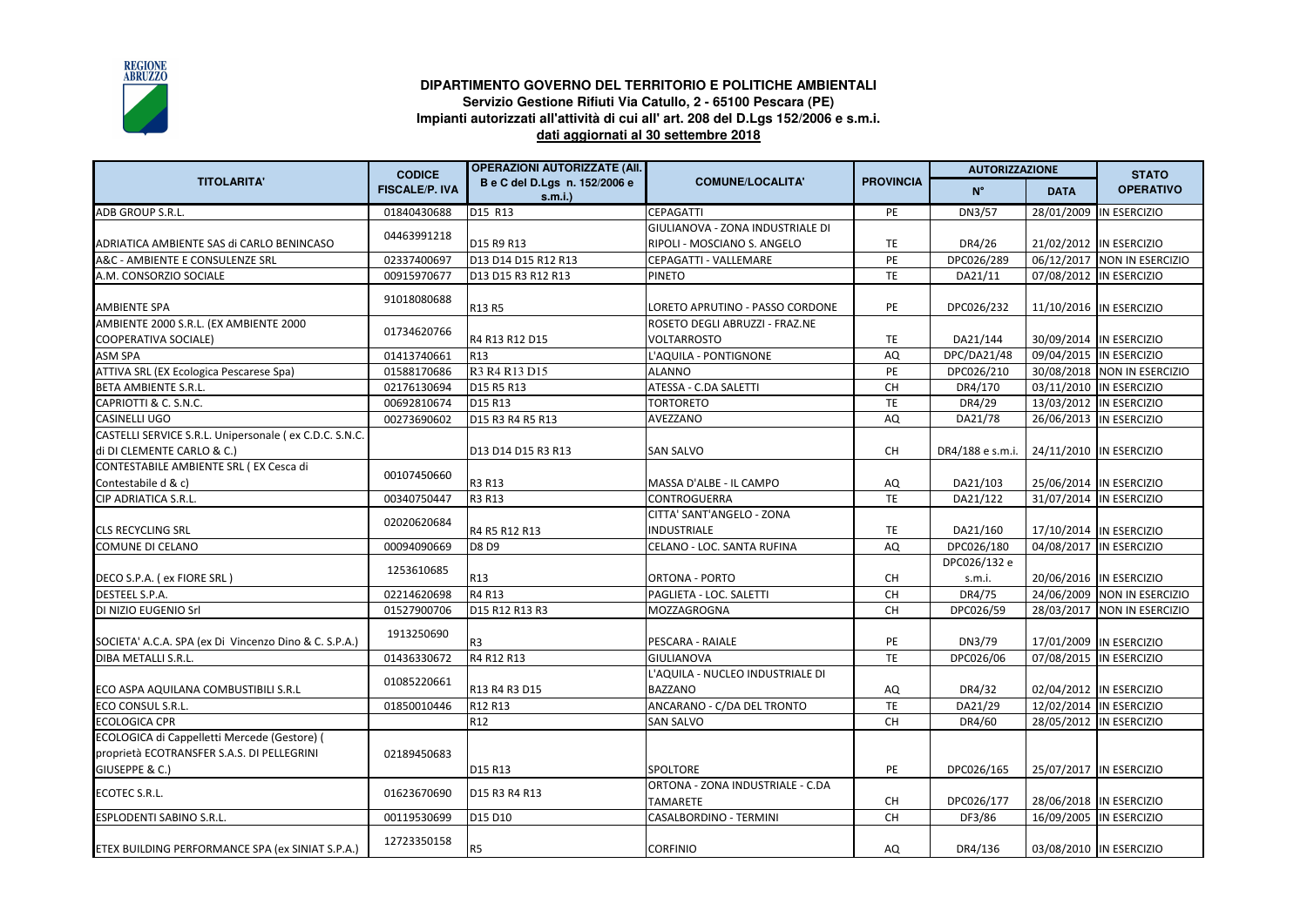REGIONE ABRUZZO

**DIPARTIMENTO GOVERNO DEL TERRITORIO E POLITICHE AMBIENTALI**
**Servizio Gestione Rifiuti Via Catullo, 2 - 65100 Pescara (PE)**
**Impianti autorizzati all'attività di cui all' art. 208 del D.Lgs 152/2006 e s.m.i.**
**dati aggiornati al 30 settembre 2018**

| TITOLARITA' | CODICE FISCALE/P. IVA | OPERAZIONI AUTORIZZATE (All. B e C del D.Lgs n. 152/2006 e s.m.i.) | COMUNE/LOCALITA' | PROVINCIA | AUTORIZZAZIONE | | STATO OPERATIVO |
|---|---|---|---|---|---|---|---|
| | | | | | N° | DATA | |
| ADB GROUP S.R.L. | 01840430688 | D15 R13 | CEPAGATTI | PE | DN3/57 | 28/01/2009 | IN ESERCIZIO |
| ADRIATICA AMBIENTE SAS di CARLO BENINCASO | 04463991218 | D15 R9 R13 | GIULIANOVA - ZONA INDUSTRIALE DI RIPOLI - MOSCIANO S. ANGELO | TE | DR4/26 | 21/02/2012 | IN ESERCIZIO |
| A&C - AMBIENTE E CONSULENZE SRL | 02337400697 | D13 D14 D15 R12 R13 | CEPAGATTI - VALLEMARE | PE | DPC026/289 | 06/12/2017 | NON IN ESERCIZIO |
| A.M. CONSORZIO SOCIALE | 00915970677 | D13 D15 R3 R12 R13 | PINETO | TE | DA21/11 | 07/08/2012 | IN ESERCIZIO |
| AMBIENTE SPA | 91018080688 | R13 R5 | LORETO APRUTINO - PASSO CORDONE | PE | DPC026/232 | 11/10/2016 | IN ESERCIZIO |
| AMBIENTE 2000 S.R.L. (EX AMBIENTE 2000 COOPERATIVA SOCIALE) | 01734620766 | R4 R13 R12 D15 | ROSETO DEGLI ABRUZZI - FRAZ.NE VOLTARROSTO | TE | DA21/144 | 30/09/2014 | IN ESERCIZIO |
| ASM SPA | 01413740661 | R13 | L'AQUILA - PONTIGNONE | AQ | DPC/DA21/48 | 09/04/2015 | IN ESERCIZIO |
| ATTIVA SRL (EX Ecologica Pescarese Spa) | 01588170686 | R3 R4 R13 D15 | ALANNO | PE | DPC026/210 | 30/08/2018 | NON IN ESERCIZIO |
| BETA AMBIENTE S.R.L. | 02176130694 | D15 R5 R13 | ATESSA - C.DA SALETTI | CH | DR4/170 | 03/11/2010 | IN ESERCIZIO |
| CAPRIOTTI & C. S.N.C. | 00692810674 | D15 R13 | TORTORETO | TE | DR4/29 | 13/03/2012 | IN ESERCIZIO |
| CASINELLI UGO | 00273690602 | D15 R3 R4 R5 R13 | AVEZZANO | AQ | DA21/78 | 26/06/2013 | IN ESERCIZIO |
| CASTELLI SERVICE S.R.L. Unipersonale ( ex C.D.C. S.N.C. di DI CLEMENTE CARLO & C.) | | D13 D14 D15 R3 R13 | SAN SALVO | CH | DR4/188 e s.m.i. | 24/11/2010 | IN ESERCIZIO |
| CONTESTABILE AMBIENTE SRL ( EX Cesca di Contestabile d & c) | 00107450660 | R3 R13 | MASSA D'ALBE - IL CAMPO | AQ | DA21/103 | 25/06/2014 | IN ESERCIZIO |
| CIP ADRIATICA S.R.L. | 00340750447 | R3 R13 | CONTROGUERRA | TE | DA21/122 | 31/07/2014 | IN ESERCIZIO |
| CLS RECYCLING SRL | 02020620684 | R4 R5 R12 R13 | CITTA' SANT'ANGELO - ZONA INDUSTRIALE | TE | DA21/160 | 17/10/2014 | IN ESERCIZIO |
| COMUNE DI CELANO | 00094090669 | D8 D9 | CELANO - LOC. SANTA RUFINA | AQ | DPC026/180 | 04/08/2017 | IN ESERCIZIO |
| DECO S.P.A. ( ex FIORE SRL ) | 1253610685 | R13 | ORTONA - PORTO | CH | DPC026/132 e s.m.i. | 20/06/2016 | IN ESERCIZIO |
| DESTEEL S.P.A. | 02214620698 | R4 R13 | PAGLIETA - LOC. SALETTI | CH | DR4/75 | 24/06/2009 | NON IN ESERCIZIO |
| DI NIZIO EUGENIO Srl | 01527900706 | D15 R12 R13 R3 | MOZZAGROGNA | CH | DPC026/59 | 28/03/2017 | NON IN ESERCIZIO |
| SOCIETA' A.C.A. SPA (ex Di Vincenzo Dino & C. S.P.A.) | 1913250690 | R3 | PESCARA - RAIALE | PE | DN3/79 | 17/01/2009 | IN ESERCIZIO |
| DIBA METALLI S.R.L. | 01436330672 | R4 R12 R13 | GIULIANOVA | TE | DPC026/06 | 07/08/2015 | IN ESERCIZIO |
| ECO ASPA AQUILANA COMBUSTIBILI S.R.L | 01085220661 | R13 R4 R3 D15 | L'AQUILA - NUCLEO INDUSTRIALE DI BAZZANO | AQ | DR4/32 | 02/04/2012 | IN ESERCIZIO |
| ECO CONSUL S.R.L. | 01850010446 | R12 R13 | ANCARANO - C/DA DEL TRONTO | TE | DA21/29 | 12/02/2014 | IN ESERCIZIO |
| ECOLOGICA CPR | | R12 | SAN SALVO | CH | DR4/60 | 28/05/2012 | IN ESERCIZIO |
| ECOLOGICA di Cappelletti Mercede (Gestore) ( proprietà ECOTRANSFER S.A.S. DI PELLEGRINI GIUSEPPE & C.) | 02189450683 | D15 R13 | SPOLTORE | PE | DPC026/165 | 25/07/2017 | IN ESERCIZIO |
| ECOTEC S.R.L. | 01623670690 | D15 R3 R4 R13 | ORTONA - ZONA INDUSTRIALE - C.DA TAMARETE | CH | DPC026/177 | 28/06/2018 | IN ESERCIZIO |
| ESPLODENTI SABINO S.R.L. | 00119530699 | D15 D10 | CASALBORDINO - TERMINI | CH | DF3/86 | 16/09/2005 | IN ESERCIZIO |
| ETEX BUILDING PERFORMANCE SPA (ex SINIAT S.P.A.) | 12723350158 | R5 | CORFINIO | AQ | DR4/136 | 03/08/2010 | IN ESERCIZIO |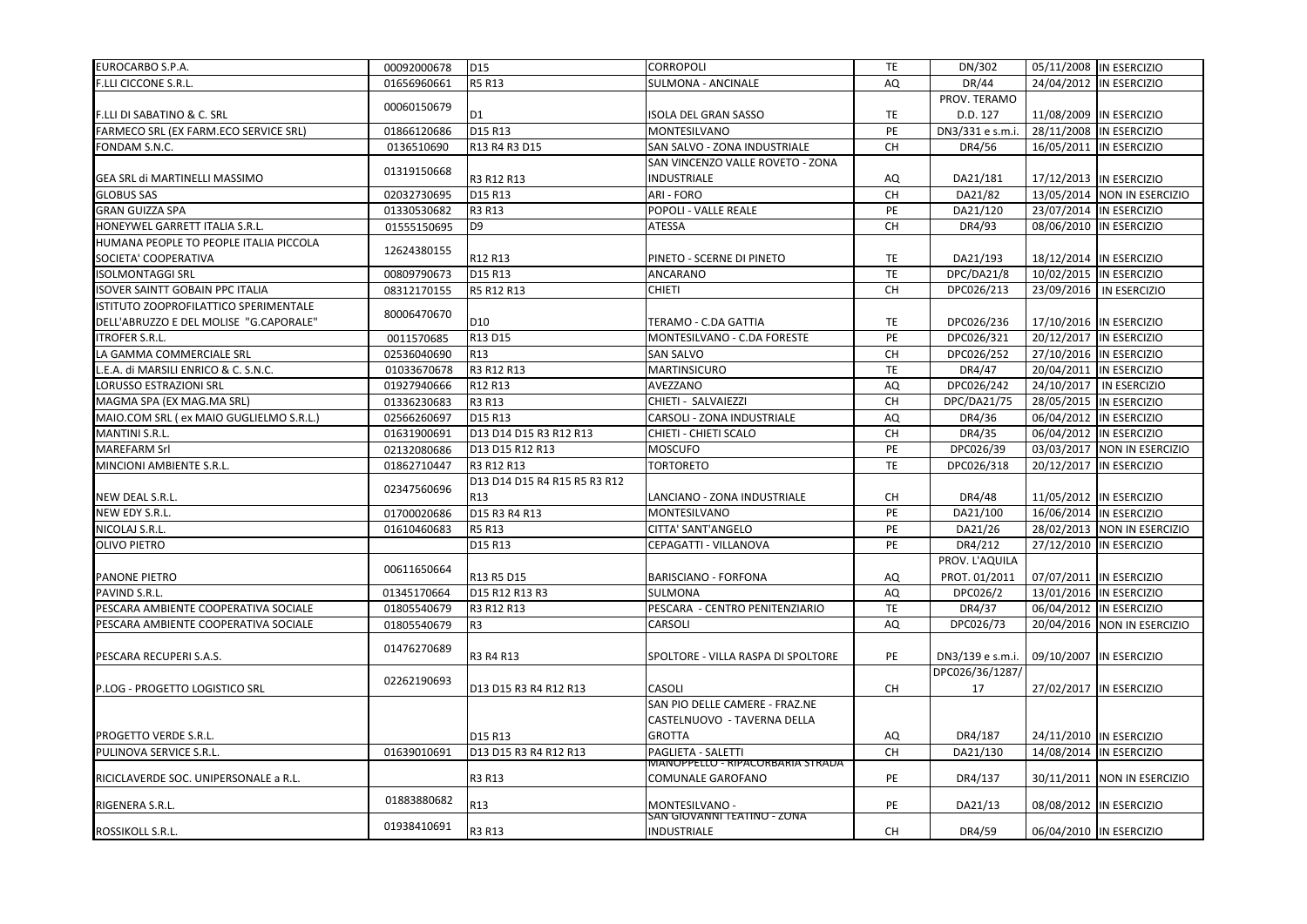| | | | | | | | |
|---|---|---|---|---|---|---|---|
| EUROCARBO S.P.A. | 00092000678 | D15 | CORROPOLI | TE | DN/302 | 05/11/2008 | IN ESERCIZIO |
| F.LLI CICCONE S.R.L. | 01656960661 | R5 R13 | SULMONA - ANCINALE | AQ | DR/44 | 24/04/2012 | IN ESERCIZIO |
| F.LLI DI SABATINO & C. SRL | 00060150679 | D1 | ISOLA DEL GRAN SASSO | TE | PROV. TERAMO D.D. 127 | 11/08/2009 | IN ESERCIZIO |
| FARMECO SRL (EX FARM.ECO SERVICE SRL) | 01866120686 | D15 R13 | MONTESILVANO | PE | DN3/331 e s.m.i. | 28/11/2008 | IN ESERCIZIO |
| FONDAM S.N.C. | 0136510690 | R13 R4 R3 D15 | SAN SALVO - ZONA INDUSTRIALE | CH | DR4/56 | 16/05/2011 | IN ESERCIZIO |
| GEA SRL di MARTINELLI MASSIMO | 01319150668 | R3 R12 R13 | SAN VINCENZO VALLE ROVETO - ZONA INDUSTRIALE | AQ | DA21/181 | 17/12/2013 | IN ESERCIZIO |
| GLOBUS SAS | 02032730695 | D15 R13 | ARI - FORO | CH | DA21/82 | 13/05/2014 | NON IN ESERCIZIO |
| GRAN GUIZZA SPA | 01330530682 | R3 R13 | POPOLI - VALLE REALE | PE | DA21/120 | 23/07/2014 | IN ESERCIZIO |
| HONEYWEL GARRETT ITALIA S.R.L. | 01555150695 | D9 | ATESSA | CH | DR4/93 | 08/06/2010 | IN ESERCIZIO |
| HUMANA PEOPLE TO PEOPLE ITALIA PICCOLA SOCIETA' COOPERATIVA | 12624380155 | R12 R13 | PINETO - SCERNE DI PINETO | TE | DA21/193 | 18/12/2014 | IN ESERCIZIO |
| ISOLMONTAGGI SRL | 00809790673 | D15 R13 | ANCARANO | TE | DPC/DA21/8 | 10/02/2015 | IN ESERCIZIO |
| ISOVER SAINTT GOBAIN PPC ITALIA | 08312170155 | R5 R12 R13 | CHIETI | CH | DPC026/213 | 23/09/2016 | IN ESERCIZIO |
| ISTITUTO ZOOPROFILATTICO SPERIMENTALE DELL'ABRUZZO E DEL MOLISE "G.CAPORALE" | 80006470670 | D10 | TERAMO - C.DA GATTIA | TE | DPC026/236 | 17/10/2016 | IN ESERCIZIO |
| ITROFER S.R.L. | 0011570685 | R13 D15 | MONTESILVANO - C.DA FORESTE | PE | DPC026/321 | 20/12/2017 | IN ESERCIZIO |
| LA GAMMA COMMERCIALE SRL | 02536040690 | R13 | SAN SALVO | CH | DPC026/252 | 27/10/2016 | IN ESERCIZIO |
| L.E.A. di MARSILI ENRICO & C. S.N.C. | 01033670678 | R3 R12 R13 | MARTINSICURO | TE | DR4/47 | 20/04/2011 | IN ESERCIZIO |
| LORUSSO ESTRAZIONI SRL | 01927940666 | R12 R13 | AVEZZANO | AQ | DPC026/242 | 24/10/2017 | IN ESERCIZIO |
| MAGMA SPA (EX MAG.MA SRL) | 01336230683 | R3 R13 | CHIETI - SALVAIEZZI | CH | DPC/DA21/75 | 28/05/2015 | IN ESERCIZIO |
| MAIO.COM SRL ( ex MAIO GUGLIELMO S.R.L.) | 02566260697 | D15 R13 | CARSOLI - ZONA INDUSTRIALE | AQ | DR4/36 | 06/04/2012 | IN ESERCIZIO |
| MANTINI S.R.L. | 01631900691 | D13 D14 D15 R3 R12 R13 | CHIETI - CHIETI SCALO | CH | DR4/35 | 06/04/2012 | IN ESERCIZIO |
| MAREFARM Srl | 02132080686 | D13 D15 R12 R13 | MOSCUFO | PE | DPC026/39 | 03/03/2017 | NON IN ESERCIZIO |
| MINCIONI AMBIENTE S.R.L. | 01862710447 | R3 R12 R13 | TORTORETO | TE | DPC026/318 | 20/12/2017 | IN ESERCIZIO |
| NEW DEAL S.R.L. | 02347560696 | D13 D14 D15 R4 R15 R5 R3 R12 R13 | LANCIANO - ZONA INDUSTRIALE | CH | DR4/48 | 11/05/2012 | IN ESERCIZIO |
| NEW EDY S.R.L. | 01700020686 | D15 R3 R4 R13 | MONTESILVANO | PE | DA21/100 | 16/06/2014 | IN ESERCIZIO |
| NICOLAJ S.R.L. | 01610460683 | R5 R13 | CITTA' SANT'ANGELO | PE | DA21/26 | 28/02/2013 | NON IN ESERCIZIO |
| OLIVO PIETRO | | D15 R13 | CEPAGATTI - VILLANOVA | PE | DR4/212 | 27/12/2010 | IN ESERCIZIO |
| PANONE PIETRO | 00611650664 | R13 R5 D15 | BARISCIANO - FORFONA | AQ | PROV. L'AQUILA PROT. 01/2011 | 07/07/2011 | IN ESERCIZIO |
| PAVIND S.R.L. | 01345170664 | D15 R12 R13 R3 | SULMONA | AQ | DPC026/2 | 13/01/2016 | IN ESERCIZIO |
| PESCARA AMBIENTE COOPERATIVA SOCIALE | 01805540679 | R3 R12 R13 | PESCARA - CENTRO PENITENZIARIO | TE | DR4/37 | 06/04/2012 | IN ESERCIZIO |
| PESCARA AMBIENTE COOPERATIVA SOCIALE | 01805540679 | R3 | CARSOLI | AQ | DPC026/73 | 20/04/2016 | NON IN ESERCIZIO |
| PESCARA RECUPERI S.A.S. | 01476270689 | R3 R4 R13 | SPOLTORE - VILLA RASPA DI SPOLTORE | PE | DN3/139 e s.m.i. | 09/10/2007 | IN ESERCIZIO |
| P.LOG - PROGETTO LOGISTICO SRL | 02262190693 | D13 D15 R3 R4 R12 R13 | CASOLI | CH | DPC026/36/1287/17 | 27/02/2017 | IN ESERCIZIO |
| PROGETTO VERDE S.R.L. | | D15 R13 | SAN PIO DELLE CAMERE - FRAZ.NE CASTELNUOVO - TAVERNA DELLA GROTTA | AQ | DR4/187 | 24/11/2010 | IN ESERCIZIO |
| PULINOVA SERVICE S.R.L. | 01639010691 | D13 D15 R3 R4 R12 R13 | PAGLIETA - SALETTI | CH | DA21/130 | 14/08/2014 | IN ESERCIZIO |
| RICICLAVERDE SOC. UNIPERSONALE a R.L. | | R3 R13 | MANOPPELLO - RIPACORBARIA STRADA COMUNALE GAROFANO | PE | DR4/137 | 30/11/2011 | NON IN ESERCIZIO |
| RIGENERA S.R.L. | 01883880682 | R13 | MONTESILVANO - | PE | DA21/13 | 08/08/2012 | IN ESERCIZIO |
| ROSSIKOLL S.R.L. | 01938410691 | R3 R13 | SAN GIOVANNI TEATINO - ZONA INDUSTRIALE | CH | DR4/59 | 06/04/2010 | IN ESERCIZIO |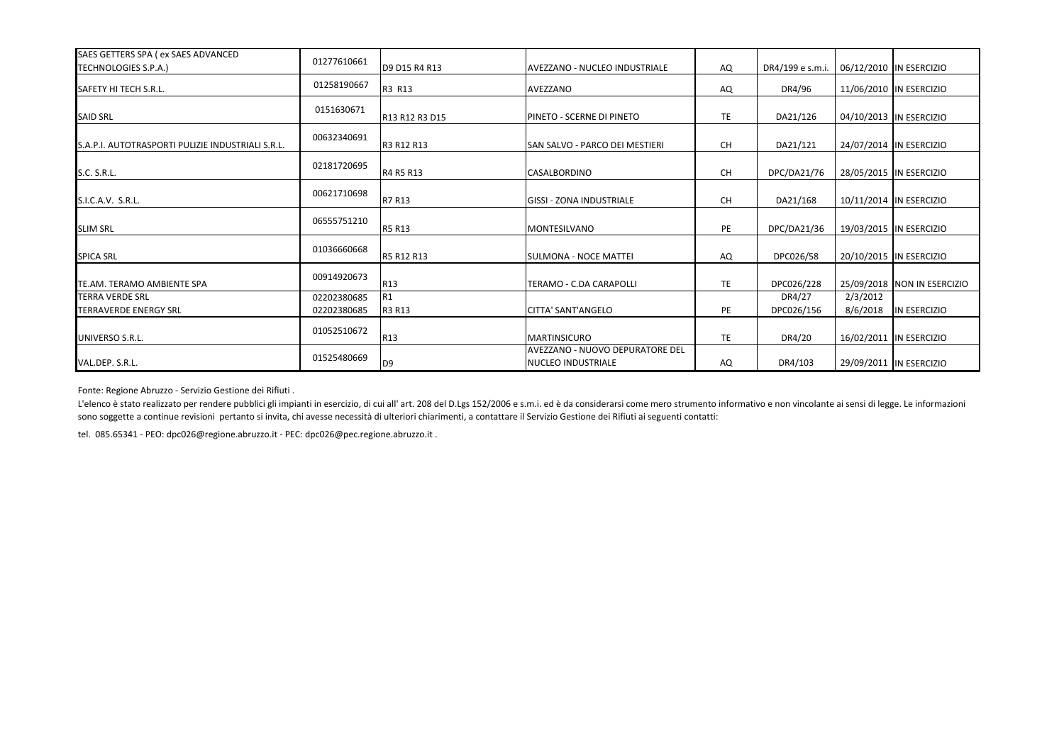| | | | | | | | |
|---|---|---|---|---|---|---|---|
| SAES GETTERS SPA ( ex SAES ADVANCED TECHNOLOGIES S.P.A.) | 01277610661 | D9 D15 R4 R13 | AVEZZANO - NUCLEO INDUSTRIALE | AQ | DR4/199 e s.m.i. | 06/12/2010 | IN ESERCIZIO |
| SAFETY HI TECH S.R.L. | 01258190667 | R3 R13 | AVEZZANO | AQ | DR4/96 | 11/06/2010 | IN ESERCIZIO |
| SAID SRL | 0151630671 | R13 R12 R3 D15 | PINETO - SCERNE DI PINETO | TE | DA21/126 | 04/10/2013 | IN ESERCIZIO |
| S.A.P.I. AUTOTRASPORTI PULIZIE INDUSTRIALI S.R.L. | 00632340691 | R3 R12 R13 | SAN SALVO - PARCO DEI MESTIERI | CH | DA21/121 | 24/07/2014 | IN ESERCIZIO |
| S.C. S.R.L. | 02181720695 | R4 R5 R13 | CASALBORDINO | CH | DPC/DA21/76 | 28/05/2015 | IN ESERCIZIO |
| S.I.C.A.V. S.R.L. | 00621710698 | R7 R13 | GISSI - ZONA INDUSTRIALE | CH | DA21/168 | 10/11/2014 | IN ESERCIZIO |
| SLIM SRL | 06555751210 | R5 R13 | MONTESILVANO | PE | DPC/DA21/36 | 19/03/2015 | IN ESERCIZIO |
| SPICA SRL | 01036660668 | R5 R12 R13 | SULMONA - NOCE MATTEI | AQ | DPC026/58 | 20/10/2015 | IN ESERCIZIO |
| TE.AM. TERAMO AMBIENTE SPA | 00914920673 | R13 | TERAMO - C.DA CARAPOLLI | TE | DPC026/228 | 25/09/2018 | NON IN ESERCIZIO |
| TERRA VERDE SRL | 02202380685 | R1 | | | DR4/27 | 2/3/2012 | |
| TERRAVERDE ENERGY SRL | 02202380685 | R3 R13 | CITTA' SANT'ANGELO | PE | DPC026/156 | 8/6/2018 | IN ESERCIZIO |
| UNIVERSO S.R.L. | 01052510672 | R13 | MARTINSICURO | TE | DR4/20 | 16/02/2011 | IN ESERCIZIO |
| VAL.DEP. S.R.L. | 01525480669 | D9 | AVEZZANO - NUOVO DEPURATORE DEL NUCLEO INDUSTRIALE | AQ | DR4/103 | 29/09/2011 | IN ESERCIZIO |

Fonte: Regione Abruzzo - Servizio Gestione dei Rifiuti .

L'elenco è stato realizzato per rendere pubblici gli impianti in esercizio, di cui all' art. 208 del D.Lgs 152/2006 e s.m.i. ed è da considerarsi come mero strumento informativo e non vincolante ai sensi di legge. Le informazioni sono soggette a continue revisioni pertanto si invita, chi avesse necessità di ulteriori chiarimenti, a contattare il Servizio Gestione dei Rifiuti ai seguenti contatti:

tel. 085.65341 - PEO: dpc026@regione.abruzzo.it - PEC: dpc026@pec.regione.abruzzo.it .